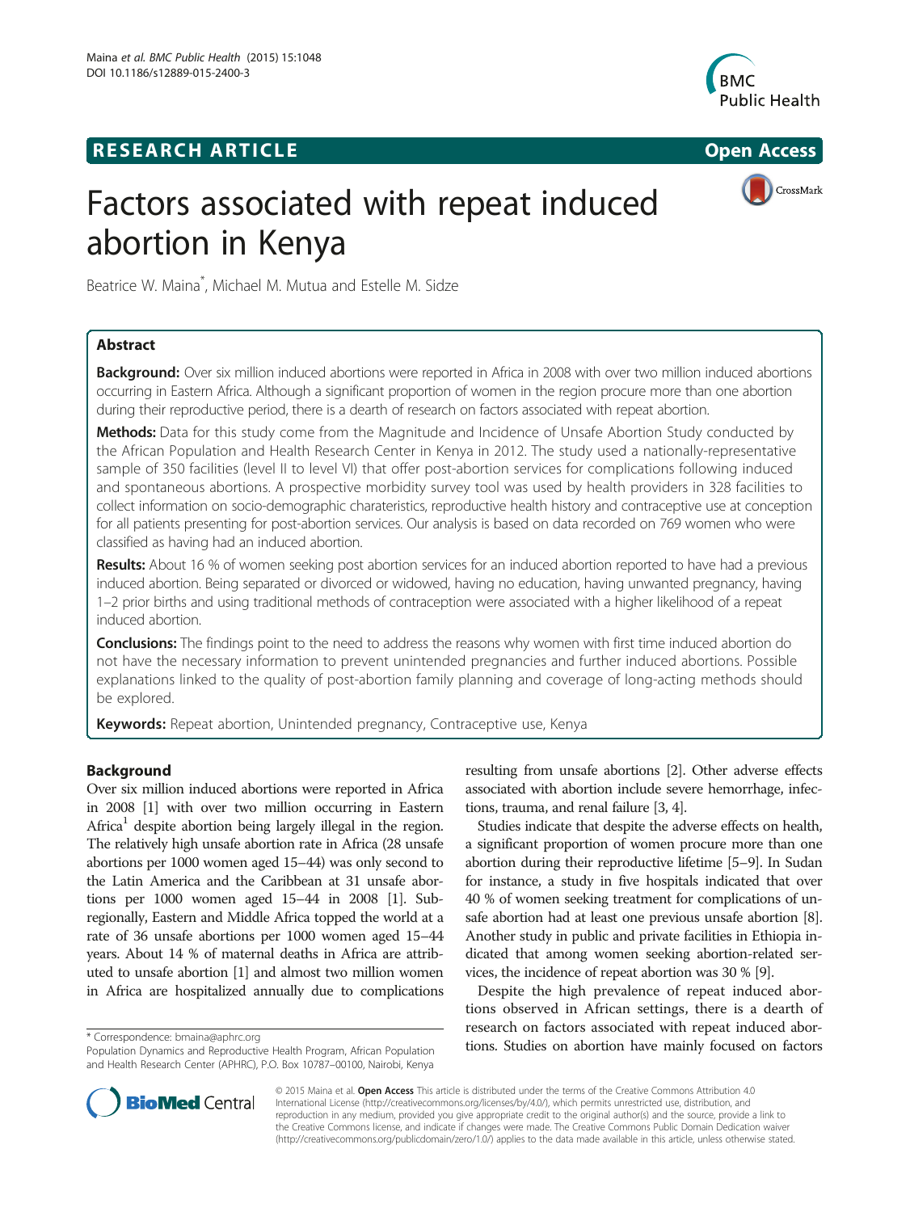RESEARCH ARTICLE

Open Access

# Factors associated with repeat induced abortion in Kenya

Beatrice W. Maina*, Michael M. Mutua and Estelle M. Sidze

## Abstract

**Background:** Over six million induced abortions were reported in Africa in 2008 with over two million induced abortions occurring in Eastern Africa. Although a significant proportion of women in the region procure more than one abortion during their reproductive period, there is a dearth of research on factors associated with repeat abortion.

**Methods:** Data for this study come from the Magnitude and Incidence of Unsafe Abortion Study conducted by the African Population and Health Research Center in Kenya in 2012. The study used a nationally-representative sample of 350 facilities (level II to level VI) that offer post-abortion services for complications following induced and spontaneous abortions. A prospective morbidity survey tool was used by health providers in 328 facilities to collect information on socio-demographic charateristics, reproductive health history and contraceptive use at conception for all patients presenting for post-abortion services. Our analysis is based on data recorded on 769 women who were classified as having had an induced abortion.

**Results:** About 16 % of women seeking post abortion services for an induced abortion reported to have had a previous induced abortion. Being separated or divorced or widowed, having no education, having unwanted pregnancy, having 1–2 prior births and using traditional methods of contraception were associated with a higher likelihood of a repeat induced abortion.

**Conclusions:** The findings point to the need to address the reasons why women with first time induced abortion do not have the necessary information to prevent unintended pregnancies and further induced abortions. Possible explanations linked to the quality of post-abortion family planning and coverage of long-acting methods should be explored.

**Keywords:** Repeat abortion, Unintended pregnancy, Contraceptive use, Kenya

## Background

Over six million induced abortions were reported in Africa in 2008 [1] with over two million occurring in Eastern Africa[1] despite abortion being largely illegal in the region. The relatively high unsafe abortion rate in Africa (28 unsafe abortions per 1000 women aged 15–44) was only second to the Latin America and the Caribbean at 31 unsafe abortions per 1000 women aged 15–44 in 2008 [1]. Sub-regionally, Eastern and Middle Africa topped the world at a rate of 36 unsafe abortions per 1000 women aged 15–44 years. About 14 % of maternal deaths in Africa are attributed to unsafe abortion [1] and almost two million women in Africa are hospitalized annually due to complications resulting from unsafe abortions [2]. Other adverse effects associated with abortion include severe hemorrhage, infections, trauma, and renal failure [3, 4].

Studies indicate that despite the adverse effects on health, a significant proportion of women procure more than one abortion during their reproductive lifetime [5–9]. In Sudan for instance, a study in five hospitals indicated that over 40 % of women seeking treatment for complications of unsafe abortion had at least one previous unsafe abortion [8]. Another study in public and private facilities in Ethiopia indicated that among women seeking abortion-related services, the incidence of repeat abortion was 30 % [9].

Despite the high prevalence of repeat induced abortions observed in African settings, there is a dearth of research on factors associated with repeat induced abortions. Studies on abortion have mainly focused on factors

\* Correspondence: bmaina@aphrc.org
Population Dynamics and Reproductive Health Program, African Population and Health Research Center (APHRC), P.O. Box 10787–00100, Nairobi, Kenya

© 2015 Maina et al. **Open Access** This article is distributed under the terms of the Creative Commons Attribution 4.0 International License (http://creativecommons.org/licenses/by/4.0/), which permits unrestricted use, distribution, and reproduction in any medium, provided you give appropriate credit to the original author(s) and the source, provide a link to the Creative Commons license, and indicate if changes were made. The Creative Commons Public Domain Dedication waiver (http://creativecommons.org/publicdomain/zero/1.0/) applies to the data made available in this article, unless otherwise stated.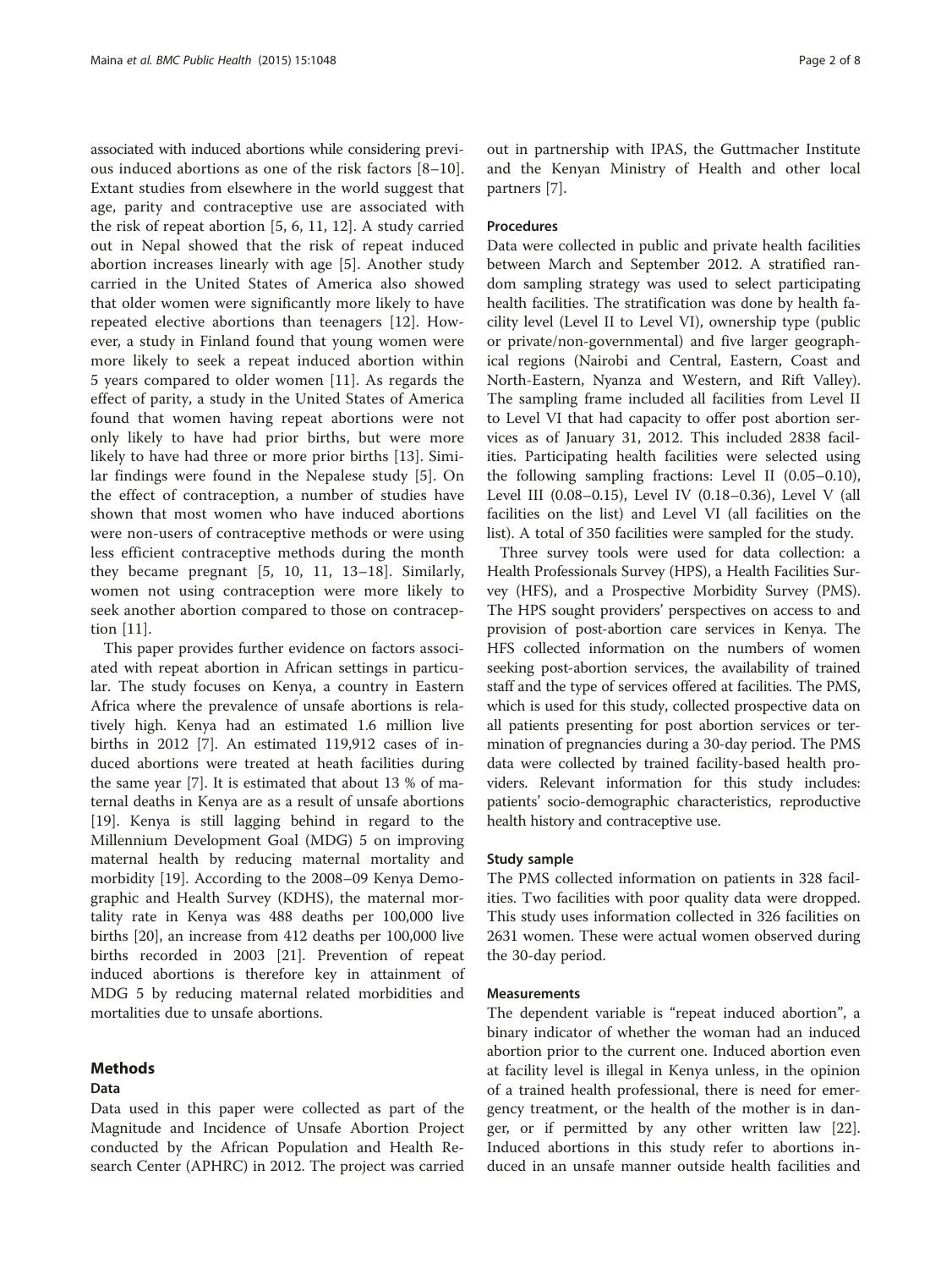associated with induced abortions while considering previous induced abortions as one of the risk factors [8–10]. Extant studies from elsewhere in the world suggest that age, parity and contraceptive use are associated with the risk of repeat abortion [5, 6, 11, 12]. A study carried out in Nepal showed that the risk of repeat induced abortion increases linearly with age [5]. Another study carried in the United States of America also showed that older women were significantly more likely to have repeated elective abortions than teenagers [12]. However, a study in Finland found that young women were more likely to seek a repeat induced abortion within 5 years compared to older women [11]. As regards the effect of parity, a study in the United States of America found that women having repeat abortions were not only likely to have had prior births, but were more likely to have had three or more prior births [13]. Similar findings were found in the Nepalese study [5]. On the effect of contraception, a number of studies have shown that most women who have induced abortions were non-users of contraceptive methods or were using less efficient contraceptive methods during the month they became pregnant [5, 10, 11, 13–18]. Similarly, women not using contraception were more likely to seek another abortion compared to those on contraception [11].

This paper provides further evidence on factors associated with repeat abortion in African settings in particular. The study focuses on Kenya, a country in Eastern Africa where the prevalence of unsafe abortions is relatively high. Kenya had an estimated 1.6 million live births in 2012 [7]. An estimated 119,912 cases of induced abortions were treated at heath facilities during the same year [7]. It is estimated that about 13 % of maternal deaths in Kenya are as a result of unsafe abortions [19]. Kenya is still lagging behind in regard to the Millennium Development Goal (MDG) 5 on improving maternal health by reducing maternal mortality and morbidity [19]. According to the 2008–09 Kenya Demographic and Health Survey (KDHS), the maternal mortality rate in Kenya was 488 deaths per 100,000 live births [20], an increase from 412 deaths per 100,000 live births recorded in 2003 [21]. Prevention of repeat induced abortions is therefore key in attainment of MDG 5 by reducing maternal related morbidities and mortalities due to unsafe abortions.

## Methods

### Data

Data used in this paper were collected as part of the Magnitude and Incidence of Unsafe Abortion Project conducted by the African Population and Health Research Center (APHRC) in 2012. The project was carried out in partnership with IPAS, the Guttmacher Institute and the Kenyan Ministry of Health and other local partners [7].

### Procedures

Data were collected in public and private health facilities between March and September 2012. A stratified random sampling strategy was used to select participating health facilities. The stratification was done by health facility level (Level II to Level VI), ownership type (public or private/non-governmental) and five larger geographical regions (Nairobi and Central, Eastern, Coast and North-Eastern, Nyanza and Western, and Rift Valley). The sampling frame included all facilities from Level II to Level VI that had capacity to offer post abortion services as of January 31, 2012. This included 2838 facilities. Participating health facilities were selected using the following sampling fractions: Level II (0.05–0.10), Level III (0.08–0.15), Level IV (0.18–0.36), Level V (all facilities on the list) and Level VI (all facilities on the list). A total of 350 facilities were sampled for the study.

Three survey tools were used for data collection: a Health Professionals Survey (HPS), a Health Facilities Survey (HFS), and a Prospective Morbidity Survey (PMS). The HPS sought providers' perspectives on access to and provision of post-abortion care services in Kenya. The HFS collected information on the numbers of women seeking post-abortion services, the availability of trained staff and the type of services offered at facilities. The PMS, which is used for this study, collected prospective data on all patients presenting for post abortion services or termination of pregnancies during a 30-day period. The PMS data were collected by trained facility-based health providers. Relevant information for this study includes: patients' socio-demographic characteristics, reproductive health history and contraceptive use.

### Study sample

The PMS collected information on patients in 328 facilities. Two facilities with poor quality data were dropped. This study uses information collected in 326 facilities on 2631 women. These were actual women observed during the 30-day period.

### Measurements

The dependent variable is "repeat induced abortion", a binary indicator of whether the woman had an induced abortion prior to the current one. Induced abortion even at facility level is illegal in Kenya unless, in the opinion of a trained health professional, there is need for emergency treatment, or the health of the mother is in danger, or if permitted by any other written law [22]. Induced abortions in this study refer to abortions induced in an unsafe manner outside health facilities and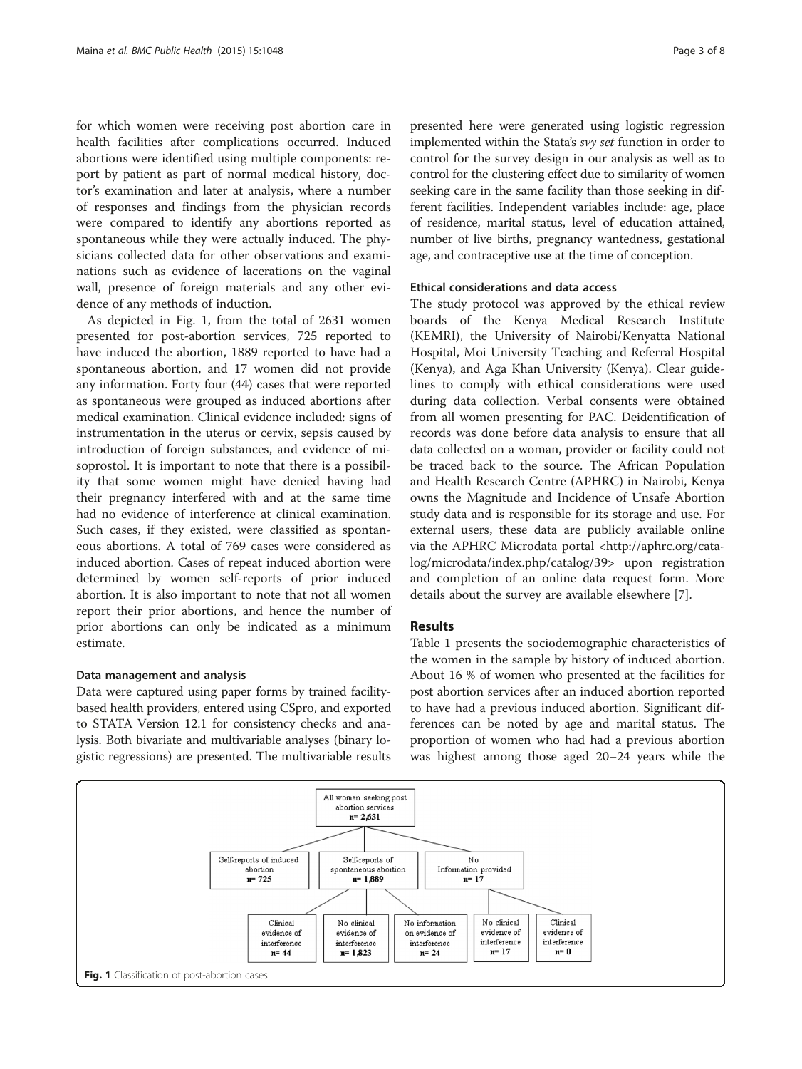for which women were receiving post abortion care in health facilities after complications occurred. Induced abortions were identified using multiple components: report by patient as part of normal medical history, doctor's examination and later at analysis, where a number of responses and findings from the physician records were compared to identify any abortions reported as spontaneous while they were actually induced. The physicians collected data for other observations and examinations such as evidence of lacerations on the vaginal wall, presence of foreign materials and any other evidence of any methods of induction.

As depicted in Fig. 1, from the total of 2631 women presented for post-abortion services, 725 reported to have induced the abortion, 1889 reported to have had a spontaneous abortion, and 17 women did not provide any information. Forty four (44) cases that were reported as spontaneous were grouped as induced abortions after medical examination. Clinical evidence included: signs of instrumentation in the uterus or cervix, sepsis caused by introduction of foreign substances, and evidence of misoprostol. It is important to note that there is a possibility that some women might have denied having had their pregnancy interfered with and at the same time had no evidence of interference at clinical examination. Such cases, if they existed, were classified as spontaneous abortions. A total of 769 cases were considered as induced abortion. Cases of repeat induced abortion were determined by women self-reports of prior induced abortion. It is also important to note that not all women report their prior abortions, and hence the number of prior abortions can only be indicated as a minimum estimate.

#### Data management and analysis

Data were captured using paper forms by trained facility-based health providers, entered using CSpro, and exported to STATA Version 12.1 for consistency checks and analysis. Both bivariate and multivariable analyses (binary logistic regressions) are presented. The multivariable results presented here were generated using logistic regression implemented within the Stata's *svy set* function in order to control for the survey design in our analysis as well as to control for the clustering effect due to similarity of women seeking care in the same facility than those seeking in different facilities. Independent variables include: age, place of residence, marital status, level of education attained, number of live births, pregnancy wantedness, gestational age, and contraceptive use at the time of conception.

#### Ethical considerations and data access

The study protocol was approved by the ethical review boards of the Kenya Medical Research Institute (KEMRI), the University of Nairobi/Kenyatta National Hospital, Moi University Teaching and Referral Hospital (Kenya), and Aga Khan University (Kenya). Clear guidelines to comply with ethical considerations were used during data collection. Verbal consents were obtained from all women presenting for PAC. Deidentification of records was done before data analysis to ensure that all data collected on a woman, provider or facility could not be traced back to the source. The African Population and Health Research Centre (APHRC) in Nairobi, Kenya owns the Magnitude and Incidence of Unsafe Abortion study data and is responsible for its storage and use. For external users, these data are publicly available online via the APHRC Microdata portal <http://aphrc.org/catalog/microdata/index.php/catalog/39> upon registration and completion of an online data request form. More details about the survey are available elsewhere [7].

## Results

Table 1 presents the sociodemographic characteristics of the women in the sample by history of induced abortion. About 16 % of women who presented at the facilities for post abortion services after an induced abortion reported to have had a previous induced abortion. Significant differences can be noted by age and marital status. The proportion of women who had had a previous abortion was highest among those aged 20–24 years while the

All women seeking post abortion services n= 2,631

Self-reports of induced abortion n= 725

Self-reports of spontaneous abortion n= 1,889

No Information provided n= 17

Clinical evidence of interference n= 44

No clinical evidence of interference n= 1,823

No information on evidence of interference n= 24

No clinical evidence of interference n= 17

Clinical evidence of interference n= 0

**Fig. 1** Classification of post-abortion cases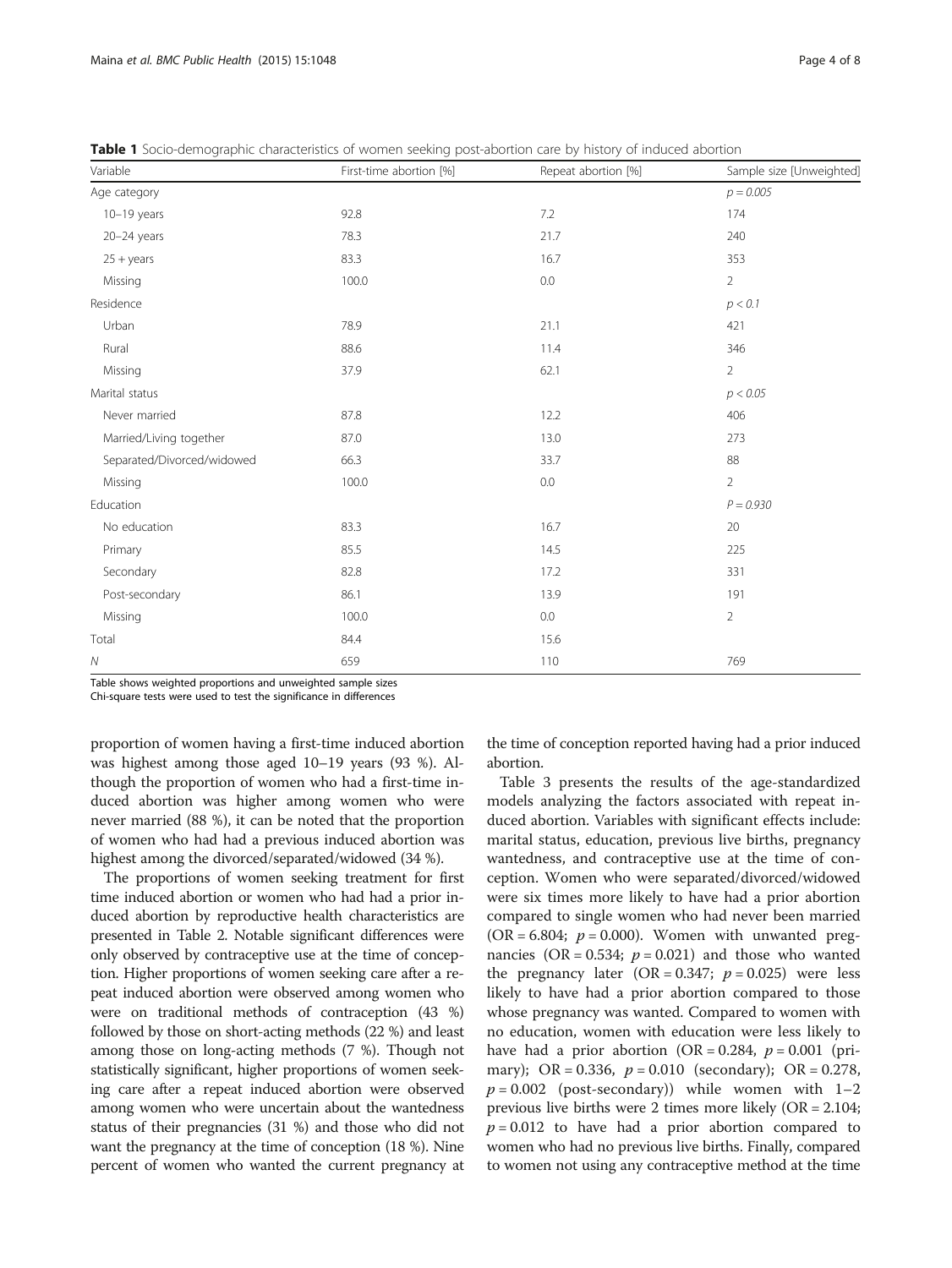**Table 1** Socio-demographic characteristics of women seeking post-abortion care by history of induced abortion

| Variable | First-time abortion [%] | Repeat abortion [%] | Sample size [Unweighted] |
|---|---|---|---|
| Age category | | | $p = 0.005$ |
| 10–19 years | 92.8 | 7.2 | 174 |
| 20–24 years | 78.3 | 21.7 | 240 |
| 25 + years | 83.3 | 16.7 | 353 |
| Missing | 100.0 | 0.0 | 2 |
| Residence | | | $p < 0.1$ |
| Urban | 78.9 | 21.1 | 421 |
| Rural | 88.6 | 11.4 | 346 |
| Missing | 37.9 | 62.1 | 2 |
| Marital status | | | $p < 0.05$ |
| Never married | 87.8 | 12.2 | 406 |
| Married/Living together | 87.0 | 13.0 | 273 |
| Separated/Divorced/widowed | 66.3 | 33.7 | 88 |
| Missing | 100.0 | 0.0 | 2 |
| Education | | | $P = 0.930$ |
| No education | 83.3 | 16.7 | 20 |
| Primary | 85.5 | 14.5 | 225 |
| Secondary | 82.8 | 17.2 | 331 |
| Post-secondary | 86.1 | 13.9 | 191 |
| Missing | 100.0 | 0.0 | 2 |
| Total | 84.4 | 15.6 | |
| *N* | 659 | 110 | 769 |

Table shows weighted proportions and unweighted sample sizes
Chi-square tests were used to test the significance in differences

proportion of women having a first-time induced abortion was highest among those aged 10–19 years (93 %). Although the proportion of women who had a first-time induced abortion was higher among women who were never married (88 %), it can be noted that the proportion of women who had had a previous induced abortion was highest among the divorced/separated/widowed (34 %).

The proportions of women seeking treatment for first time induced abortion or women who had had a prior induced abortion by reproductive health characteristics are presented in Table 2. Notable significant differences were only observed by contraceptive use at the time of conception. Higher proportions of women seeking care after a repeat induced abortion were observed among women who were on traditional methods of contraception (43 %) followed by those on short-acting methods (22 %) and least among those on long-acting methods (7 %). Though not statistically significant, higher proportions of women seeking care after a repeat induced abortion were observed among women who were uncertain about the wantedness status of their pregnancies (31 %) and those who did not want the pregnancy at the time of conception (18 %). Nine percent of women who wanted the current pregnancy at the time of conception reported having had a prior induced abortion.

Table 3 presents the results of the age-standardized models analyzing the factors associated with repeat induced abortion. Variables with significant effects include: marital status, education, previous live births, pregnancy wantedness, and contraceptive use at the time of conception. Women who were separated/divorced/widowed were six times more likely to have had a prior abortion compared to single women who had never been married (OR = 6.804; $p = 0.000$). Women with unwanted pregnancies (OR = 0.534; $p = 0.021$) and those who wanted the pregnancy later (OR = 0.347; $p = 0.025$) were less likely to have had a prior abortion compared to those whose pregnancy was wanted. Compared to women with no education, women with education were less likely to have had a prior abortion (OR = 0.284, $p = 0.001$ (primary); OR = 0.336, $p = 0.010$ (secondary); OR = 0.278, $p = 0.002$ (post-secondary)) while women with 1–2 previous live births were 2 times more likely (OR = 2.104; $p = 0.012$ to have had a prior abortion compared to women who had no previous live births. Finally, compared to women not using any contraceptive method at the time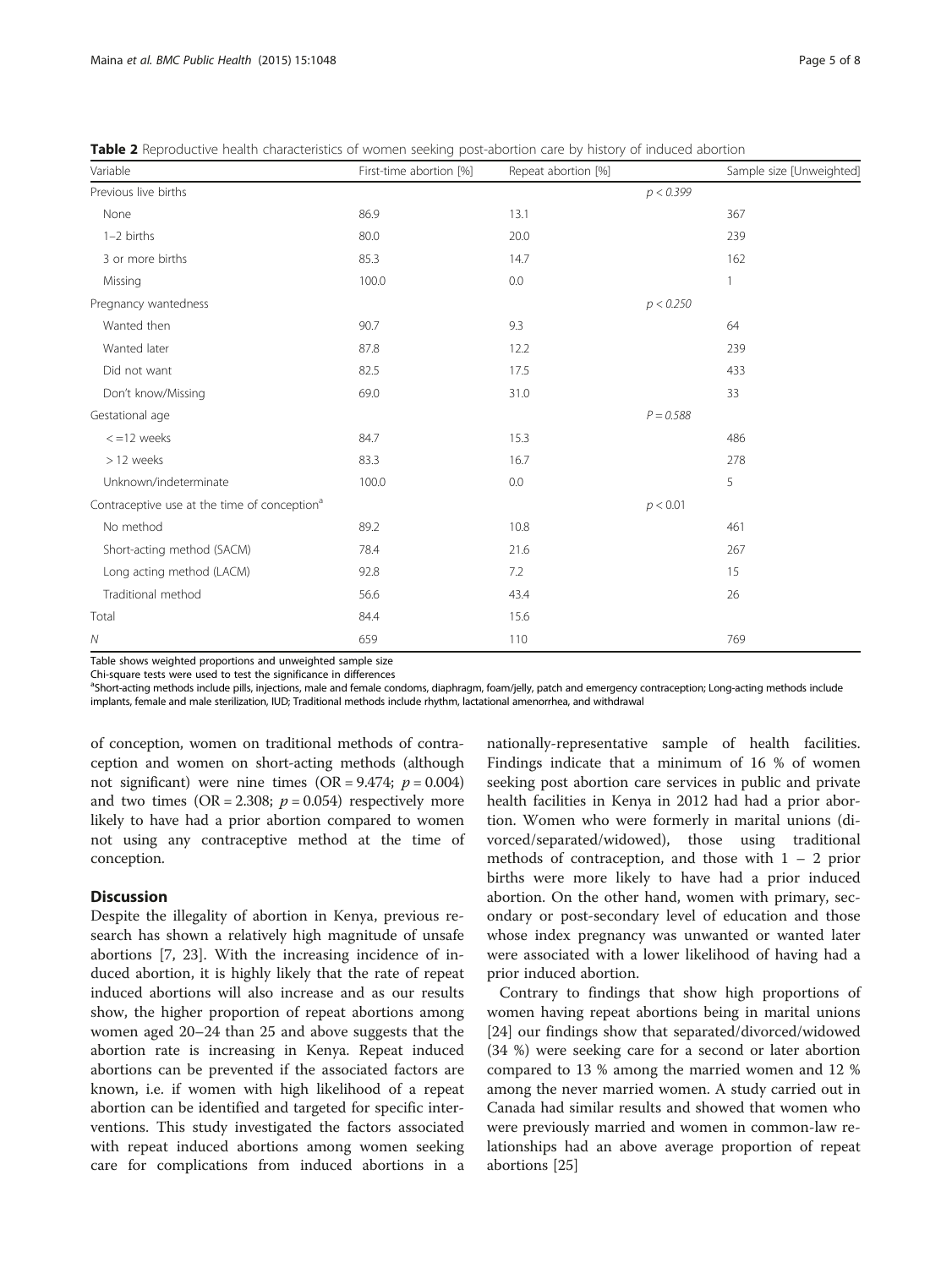**Table 2** Reproductive health characteristics of women seeking post-abortion care by history of induced abortion

| Variable | First-time abortion [%] | Repeat abortion [%] | | Sample size [Unweighted] |
|---|---|---|---|---|
| Previous live births | | | $p < 0.399$ | |
| None | 86.9 | 13.1 | | 367 |
| 1–2 births | 80.0 | 20.0 | | 239 |
| 3 or more births | 85.3 | 14.7 | | 162 |
| Missing | 100.0 | 0.0 | | 1 |
| Pregnancy wantedness | | | $p < 0.250$ | |
| Wanted then | 90.7 | 9.3 | | 64 |
| Wanted later | 87.8 | 12.2 | | 239 |
| Did not want | 82.5 | 17.5 | | 433 |
| Don't know/Missing | 69.0 | 31.0 | | 33 |
| Gestational age | | | $P = 0.588$ | |
| <=12 weeks | 84.7 | 15.3 | | 486 |
| > 12 weeks | 83.3 | 16.7 | | 278 |
| Unknown/indeterminate | 100.0 | 0.0 | | 5 |
| Contraceptive use at the time of conception[a] | | | $p < 0.01$ | |
| No method | 89.2 | 10.8 | | 461 |
| Short-acting method (SACM) | 78.4 | 21.6 | | 267 |
| Long acting method (LACM) | 92.8 | 7.2 | | 15 |
| Traditional method | 56.6 | 43.4 | | 26 |
| Total | 84.4 | 15.6 | | |
| *N* | 659 | 110 | | 769 |

Table shows weighted proportions and unweighted sample size

Chi-square tests were used to test the significance in differences

[a]Short-acting methods include pills, injections, male and female condoms, diaphragm, foam/jelly, patch and emergency contraception; Long-acting methods include implants, female and male sterilization, IUD; Traditional methods include rhythm, lactational amenorrhea, and withdrawal

of conception, women on traditional methods of contraception and women on short-acting methods (although not significant) were nine times (OR = 9.474; $p = 0.004$) and two times (OR = 2.308; $p = 0.054$) respectively more likely to have had a prior abortion compared to women not using any contraceptive method at the time of conception.

## Discussion

Despite the illegality of abortion in Kenya, previous research has shown a relatively high magnitude of unsafe abortions [7, 23]. With the increasing incidence of induced abortion, it is highly likely that the rate of repeat induced abortions will also increase and as our results show, the higher proportion of repeat abortions among women aged 20–24 than 25 and above suggests that the abortion rate is increasing in Kenya. Repeat induced abortions can be prevented if the associated factors are known, i.e. if women with high likelihood of a repeat abortion can be identified and targeted for specific interventions. This study investigated the factors associated with repeat induced abortions among women seeking care for complications from induced abortions in a nationally-representative sample of health facilities. Findings indicate that a minimum of 16 % of women seeking post abortion care services in public and private health facilities in Kenya in 2012 had had a prior abortion. Women who were formerly in marital unions (divorced/separated/widowed), those using traditional methods of contraception, and those with 1 – 2 prior births were more likely to have had a prior induced abortion. On the other hand, women with primary, secondary or post-secondary level of education and those whose index pregnancy was unwanted or wanted later were associated with a lower likelihood of having had a prior induced abortion.

Contrary to findings that show high proportions of women having repeat abortions being in marital unions [24] our findings show that separated/divorced/widowed (34 %) were seeking care for a second or later abortion compared to 13 % among the married women and 12 % among the never married women. A study carried out in Canada had similar results and showed that women who were previously married and women in common-law relationships had an above average proportion of repeat abortions [25]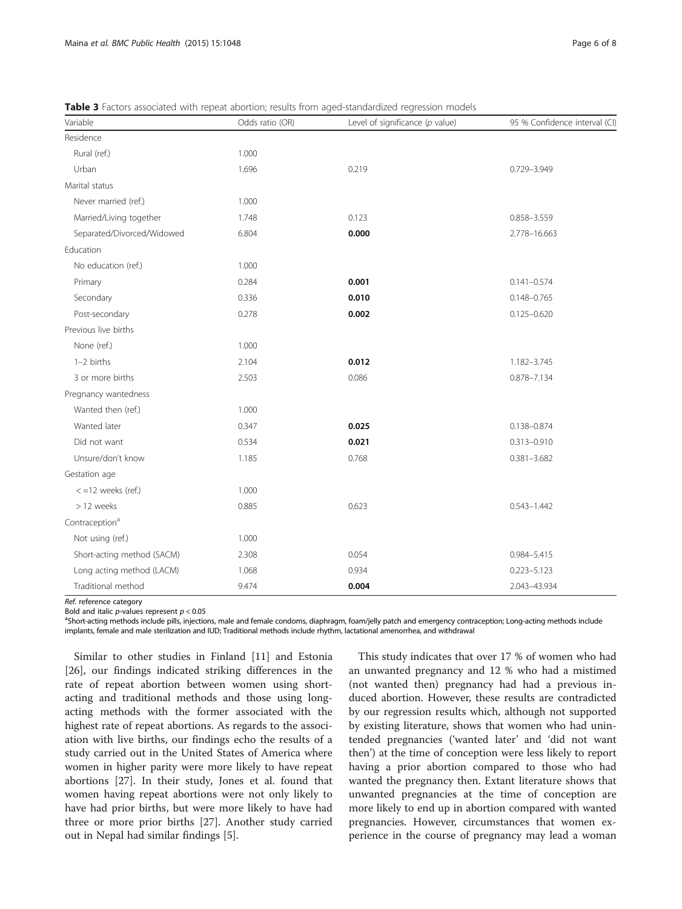**Table 3** Factors associated with repeat abortion; results from aged-standardized regression models

| Variable | Odds ratio (OR) | Level of significance (*p* value) | 95 % Confidence interval (CI) |
|---|---|---|---|
| Residence | | | |
| Rural (ref.) | 1.000 | | |
| Urban | 1.696 | 0.219 | 0.729–3.949 |
| Marital status | | | |
| Never married (ref.) | 1.000 | | |
| Married/Living together | 1.748 | 0.123 | 0.858–3.559 |
| Separated/Divorced/Widowed | 6.804 | **0.000** | 2.778–16.663 |
| Education | | | |
| No education (ref.) | 1.000 | | |
| Primary | 0.284 | **0.001** | 0.141–0.574 |
| Secondary | 0.336 | **0.010** | 0.148–0.765 |
| Post-secondary | 0.278 | **0.002** | 0.125–0.620 |
| Previous live births | | | |
| None (ref.) | 1.000 | | |
| 1–2 births | 2.104 | **0.012** | 1.182–3.745 |
| 3 or more births | 2.503 | 0.086 | 0.878–7.134 |
| Pregnancy wantedness | | | |
| Wanted then (ref.) | 1.000 | | |
| Wanted later | 0.347 | **0.025** | 0.138–0.874 |
| Did not want | 0.534 | **0.021** | 0.313–0.910 |
| Unsure/don't know | 1.185 | 0.768 | 0.381–3.682 |
| Gestation age | | | |
| < =12 weeks (ref.) | 1.000 | | |
| > 12 weeks | 0.885 | 0.623 | 0.543–1.442 |
| Contraception[a] | | | |
| Not using (ref.) | 1.000 | | |
| Short-acting method (SACM) | 2.308 | 0.054 | 0.984–5.415 |
| Long acting method (LACM) | 1.068 | 0.934 | 0.223–5.123 |
| Traditional method | 9.474 | **0.004** | 2.043–43.934 |

*Ref.* reference category

Bold and italic *p*-values represent $p < 0.05$

[a]Short-acting methods include pills, injections, male and female condoms, diaphragm, foam/jelly patch and emergency contraception; Long-acting methods include implants, female and male sterilization and IUD; Traditional methods include rhythm, lactational amenorrhea, and withdrawal

Similar to other studies in Finland [11] and Estonia [26], our findings indicated striking differences in the rate of repeat abortion between women using short-acting and traditional methods and those using long-acting methods with the former associated with the highest rate of repeat abortions. As regards to the association with live births, our findings echo the results of a study carried out in the United States of America where women in higher parity were more likely to have repeat abortions [27]. In their study, Jones et al. found that women having repeat abortions were not only likely to have had prior births, but were more likely to have had three or more prior births [27]. Another study carried out in Nepal had similar findings [5].

This study indicates that over 17 % of women who had an unwanted pregnancy and 12 % who had a mistimed (not wanted then) pregnancy had had a previous induced abortion. However, these results are contradicted by our regression results which, although not supported by existing literature, shows that women who had unintended pregnancies ('wanted later' and 'did not want then') at the time of conception were less likely to report having a prior abortion compared to those who had wanted the pregnancy then. Extant literature shows that unwanted pregnancies at the time of conception are more likely to end up in abortion compared with wanted pregnancies. However, circumstances that women experience in the course of pregnancy may lead a woman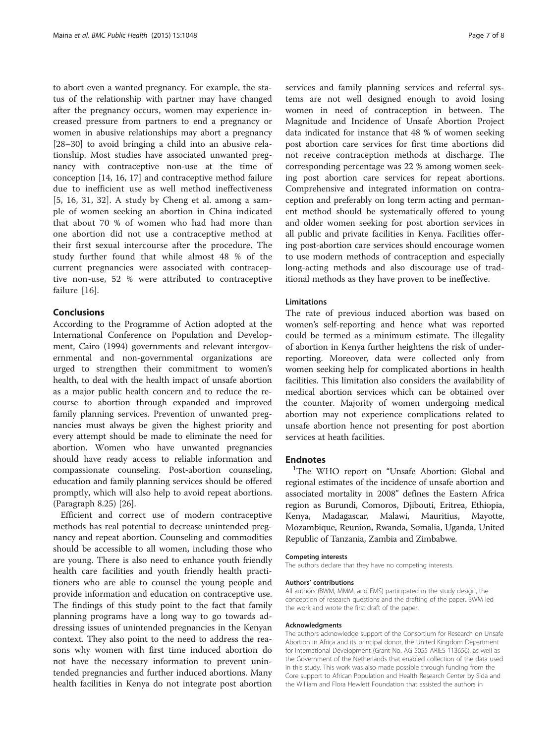to abort even a wanted pregnancy. For example, the status of the relationship with partner may have changed after the pregnancy occurs, women may experience increased pressure from partners to end a pregnancy or women in abusive relationships may abort a pregnancy [28–30] to avoid bringing a child into an abusive relationship. Most studies have associated unwanted pregnancy with contraceptive non-use at the time of conception [14, 16, 17] and contraceptive method failure due to inefficient use as well method ineffectiveness [5, 16, 31, 32]. A study by Cheng et al. among a sample of women seeking an abortion in China indicated that about 70 % of women who had had more than one abortion did not use a contraceptive method at their first sexual intercourse after the procedure. The study further found that while almost 48 % of the current pregnancies were associated with contraceptive non-use, 52 % were attributed to contraceptive failure [16].

## Conclusions

According to the Programme of Action adopted at the International Conference on Population and Development, Cairo (1994) governments and relevant intergovernmental and non-governmental organizations are urged to strengthen their commitment to women's health, to deal with the health impact of unsafe abortion as a major public health concern and to reduce the recourse to abortion through expanded and improved family planning services. Prevention of unwanted pregnancies must always be given the highest priority and every attempt should be made to eliminate the need for abortion. Women who have unwanted pregnancies should have ready access to reliable information and compassionate counseling. Post-abortion counseling, education and family planning services should be offered promptly, which will also help to avoid repeat abortions. (Paragraph 8.25) [26].

Efficient and correct use of modern contraceptive methods has real potential to decrease unintended pregnancy and repeat abortion. Counseling and commodities should be accessible to all women, including those who are young. There is also need to enhance youth friendly health care facilities and youth friendly health practitioners who are able to counsel the young people and provide information and education on contraceptive use. The findings of this study point to the fact that family planning programs have a long way to go towards addressing issues of unintended pregnancies in the Kenyan context. They also point to the need to address the reasons why women with first time induced abortion do not have the necessary information to prevent unintended pregnancies and further induced abortions. Many health facilities in Kenya do not integrate post abortion services and family planning services and referral systems are not well designed enough to avoid losing women in need of contraception in between. The Magnitude and Incidence of Unsafe Abortion Project data indicated for instance that 48 % of women seeking post abortion care services for first time abortions did not receive contraception methods at discharge. The corresponding percentage was 22 % among women seeking post abortion care services for repeat abortions. Comprehensive and integrated information on contraception and preferably on long term acting and permanent method should be systematically offered to young and older women seeking for post abortion services in all public and private facilities in Kenya. Facilities offering post-abortion care services should encourage women to use modern methods of contraception and especially long-acting methods and also discourage use of traditional methods as they have proven to be ineffective.

### Limitations

The rate of previous induced abortion was based on women's self-reporting and hence what was reported could be termed as a minimum estimate. The illegality of abortion in Kenya further heightens the risk of underreporting. Moreover, data were collected only from women seeking help for complicated abortions in health facilities. This limitation also considers the availability of medical abortion services which can be obtained over the counter. Majority of women undergoing medical abortion may not experience complications related to unsafe abortion hence not presenting for post abortion services at heath facilities.

## Endnotes

[1]The WHO report on "Unsafe Abortion: Global and regional estimates of the incidence of unsafe abortion and associated mortality in 2008" defines the Eastern Africa region as Burundi, Comoros, Djibouti, Eritrea, Ethiopia, Kenya, Madagascar, Malawi, Mauritius, Mayotte, Mozambique, Reunion, Rwanda, Somalia, Uganda, United Republic of Tanzania, Zambia and Zimbabwe.

#### Competing interests

The authors declare that they have no competing interests.

#### Authors' contributions

All authors (BWM, MMM, and EMS) participated in the study design, the conception of research questions and the drafting of the paper. BWM led the work and wrote the first draft of the paper.

#### Acknowledgments

The authors acknowledge support of the Consortium for Research on Unsafe Abortion in Africa and its principal donor, the United Kingdom Department for International Development (Grant No. AG 5055 ARIES 113656), as well as the Government of the Netherlands that enabled collection of the data used in this study. This work was also made possible through funding from the Core support to African Population and Health Research Center by Sida and the William and Flora Hewlett Foundation that assisted the authors in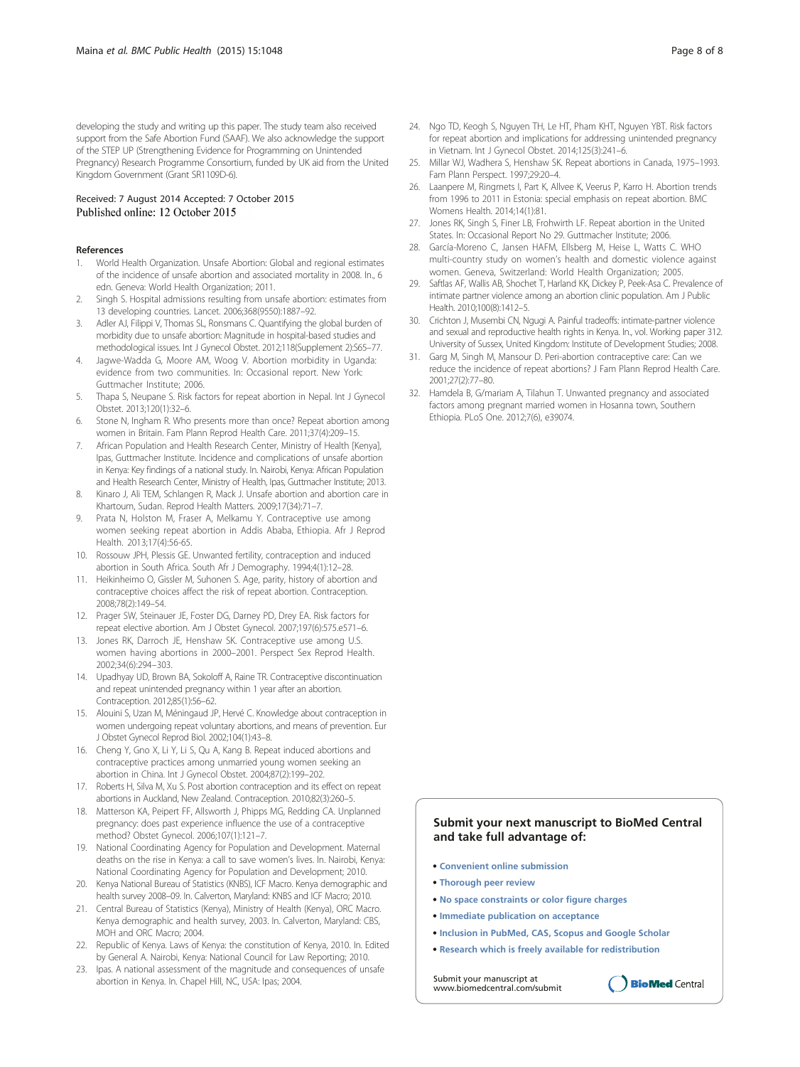developing the study and writing up this paper. The study team also received support from the Safe Abortion Fund (SAAF). We also acknowledge the support of the STEP UP (Strengthening Evidence for Programming on Unintended Pregnancy) Research Programme Consortium, funded by UK aid from the United Kingdom Government (Grant SR1109D-6).

Received: 7 August 2014 Accepted: 7 October 2015
Published online: 12 October 2015

### References

1. World Health Organization. Unsafe Abortion: Global and regional estimates of the incidence of unsafe abortion and associated mortality in 2008. In., 6 edn. Geneva: World Health Organization; 2011.
2. Singh S. Hospital admissions resulting from unsafe abortion: estimates from 13 developing countries. Lancet. 2006;368(9550):1887–92.
3. Adler AJ, Filippi V, Thomas SL, Ronsmans C. Quantifying the global burden of morbidity due to unsafe abortion: Magnitude in hospital-based studies and methodological issues. Int J Gynecol Obstet. 2012;118(Supplement 2):S65–77.
4. Jagwe-Wadda G, Moore AM, Woog V. Abortion morbidity in Uganda: evidence from two communities. In: Occasional report. New York: Guttmacher Institute; 2006.
5. Thapa S, Neupane S. Risk factors for repeat abortion in Nepal. Int J Gynecol Obstet. 2013;120(1):32–6.
6. Stone N, Ingham R. Who presents more than once? Repeat abortion among women in Britain. Fam Plann Reprod Health Care. 2011;37(4):209–15.
7. African Population and Health Research Center, Ministry of Health [Kenya], Ipas, Guttmacher Institute. Incidence and complications of unsafe abortion in Kenya: Key findings of a national study. In. Nairobi, Kenya: African Population and Health Research Center, Ministry of Health, Ipas, Guttmacher Institute; 2013.
8. Kinaro J, Ali TEM, Schlangen R, Mack J. Unsafe abortion and abortion care in Khartoum, Sudan. Reprod Health Matters. 2009;17(34):71–7.
9. Prata N, Holston M, Fraser A, Melkamu Y. Contraceptive use among women seeking repeat abortion in Addis Ababa, Ethiopia. Afr J Reprod Health. 2013;17(4):56-65.
10. Rossouw JPH, Plessis GE. Unwanted fertility, contraception and induced abortion in South Africa. South Afr J Demography. 1994;4(1):12–28.
11. Heikinheimo O, Gissler M, Suhonen S. Age, parity, history of abortion and contraceptive choices affect the risk of repeat abortion. Contraception. 2008;78(2):149–54.
12. Prager SW, Steinauer JE, Foster DG, Darney PD, Drey EA. Risk factors for repeat elective abortion. Am J Obstet Gynecol. 2007;197(6):575.e571–6.
13. Jones RK, Darroch JE, Henshaw SK. Contraceptive use among U.S. women having abortions in 2000–2001. Perspect Sex Reprod Health. 2002;34(6):294–303.
14. Upadhyay UD, Brown BA, Sokoloff A, Raine TR. Contraceptive discontinuation and repeat unintended pregnancy within 1 year after an abortion. Contraception. 2012;85(1):56–62.
15. Alouini S, Uzan M, Méningaud JP, Hervé C. Knowledge about contraception in women undergoing repeat voluntary abortions, and means of prevention. Eur J Obstet Gynecol Reprod Biol. 2002;104(1):43–8.
16. Cheng Y, Gno X, Li Y, Li S, Qu A, Kang B. Repeat induced abortions and contraceptive practices among unmarried young women seeking an abortion in China. Int J Gynecol Obstet. 2004;87(2):199–202.
17. Roberts H, Silva M, Xu S. Post abortion contraception and its effect on repeat abortions in Auckland, New Zealand. Contraception. 2010;82(3):260–5.
18. Matterson KA, Peipert FF, Allsworth J, Phipps MG, Redding CA. Unplanned pregnancy: does past experience influence the use of a contraceptive method? Obstet Gynecol. 2006;107(1):121–7.
19. National Coordinating Agency for Population and Development. Maternal deaths on the rise in Kenya: a call to save women's lives. In. Nairobi, Kenya: National Coordinating Agency for Population and Development; 2010.
20. Kenya National Bureau of Statistics (KNBS), ICF Macro. Kenya demographic and health survey 2008–09. In. Calverton, Maryland: KNBS and ICF Macro; 2010.
21. Central Bureau of Statistics (Kenya), Ministry of Health (Kenya), ORC Macro. Kenya demographic and health survey, 2003. In. Calverton, Maryland: CBS, MOH and ORC Macro; 2004.
22. Republic of Kenya. Laws of Kenya: the constitution of Kenya, 2010. In. Edited by General A. Nairobi, Kenya: National Council for Law Reporting; 2010.
23. Ipas. A national assessment of the magnitude and consequences of unsafe abortion in Kenya. In. Chapel Hill, NC, USA: Ipas; 2004.
24. Ngo TD, Keogh S, Nguyen TH, Le HT, Pham KHT, Nguyen YBT. Risk factors for repeat abortion and implications for addressing unintended pregnancy in Vietnam. Int J Gynecol Obstet. 2014;125(3):241–6.
25. Millar WJ, Wadhera S, Henshaw SK. Repeat abortions in Canada, 1975–1993. Fam Plann Perspect. 1997;29:20–4.
26. Laanpere M, Ringmets I, Part K, Allvee K, Veerus P, Karro H. Abortion trends from 1996 to 2011 in Estonia: special emphasis on repeat abortion. BMC Womens Health. 2014;14(1):81.
27. Jones RK, Singh S, Finer LB, Frohwirth LF. Repeat abortion in the United States. In: Occasional Report No 29. Guttmacher Institute; 2006.
28. García-Moreno C, Jansen HAFM, Ellsberg M, Heise L, Watts C. WHO multi-country study on women's health and domestic violence against women. Geneva, Switzerland: World Health Organization; 2005.
29. Saftlas AF, Wallis AB, Shochet T, Harland KK, Dickey P, Peek-Asa C. Prevalence of intimate partner violence among an abortion clinic population. Am J Public Health. 2010;100(8):1412–5.
30. Crichton J, Musembi CN, Ngugi A. Painful tradeoffs: intimate-partner violence and sexual and reproductive health rights in Kenya. In., vol. Working paper 312. University of Sussex, United Kingdom: Institute of Development Studies; 2008.
31. Garg M, Singh M, Mansour D. Peri-abortion contraceptive care: Can we reduce the incidence of repeat abortions? J Fam Plann Reprod Health Care. 2001;27(2):77–80.
32. Hamdela B, G/mariam A, Tilahun T. Unwanted pregnancy and associated factors among pregnant married women in Hosanna town, Southern Ethiopia. PLoS One. 2012;7(6), e39074.

**Submit your next manuscript to BioMed Central and take full advantage of:**

- Convenient online submission
- Thorough peer review
- No space constraints or color figure charges
- Immediate publication on acceptance
- Inclusion in PubMed, CAS, Scopus and Google Scholar
- Research which is freely available for redistribution

Submit your manuscript at
www.biomedcentral.com/submit

BioMed Central